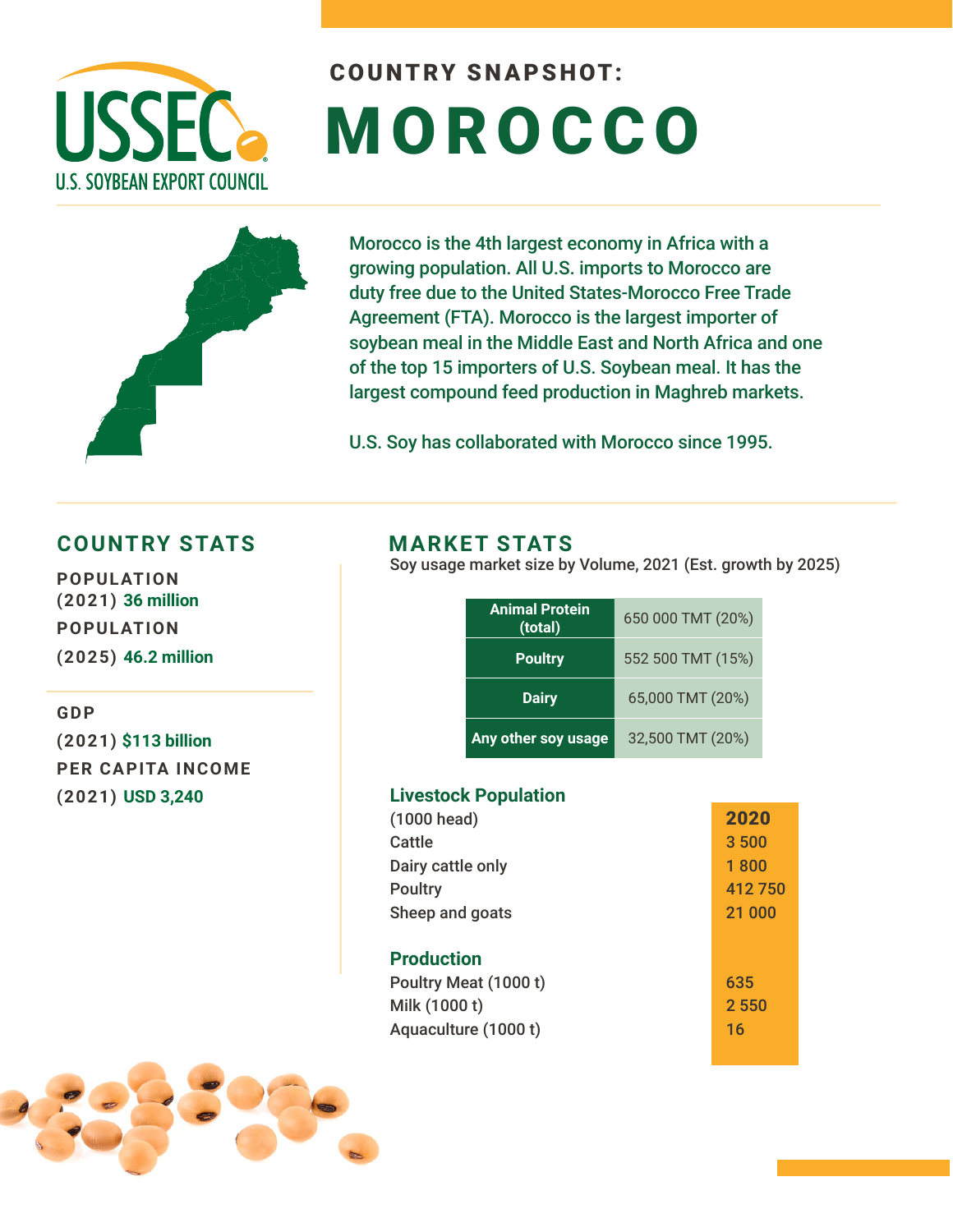# COUNTRY SNAPSHOT:

# MOROCCO

Morocco is the 4th largest economy in Africa with a growing population. All U.S. imports to Morocco are duty free due to the United States-Morocco Free Trade Agreement (FTA). Morocco is the largest importer of soybean meal in the Middle East and North Africa and one of the top 15 importers of U.S. Soybean meal. It has the largest compound feed production in Maghreb markets.

U.S. Soy has collaborated with Morocco since 1995.

## COUNTRY STATS

**POPULATION (2021)** 36 million

**POPULATION (2025)** 46.2 million

**GDP (2021)** $113 billion

**PER CAPITA INCOME (2021)** USD 3,240

## MARKET STATS

Soy usage market size by Volume, 2021 (Est. growth by 2025)

| | |
|---|---|
| **Animal Protein (total)** | 650 000 TMT (20%) |
| **Poultry** | 552 500 TMT (15%) |
| **Dairy** | 65,000 TMT (20%) |
| **Any other soy usage** | 32,500 TMT (20%) |

### Livestock Population

| (1000 head) | 2020 |
|---|---|
| Cattle | 3 500 |
| Dairy cattle only | 1 800 |
| Poultry | 412 750 |
| Sheep and goats | 21 000 |

### Production

| | |
|---|---|
| Poultry Meat (1000 t) | 635 |
| Milk (1000 t) | 2 550 |
| Aquaculture (1000 t) | 16 |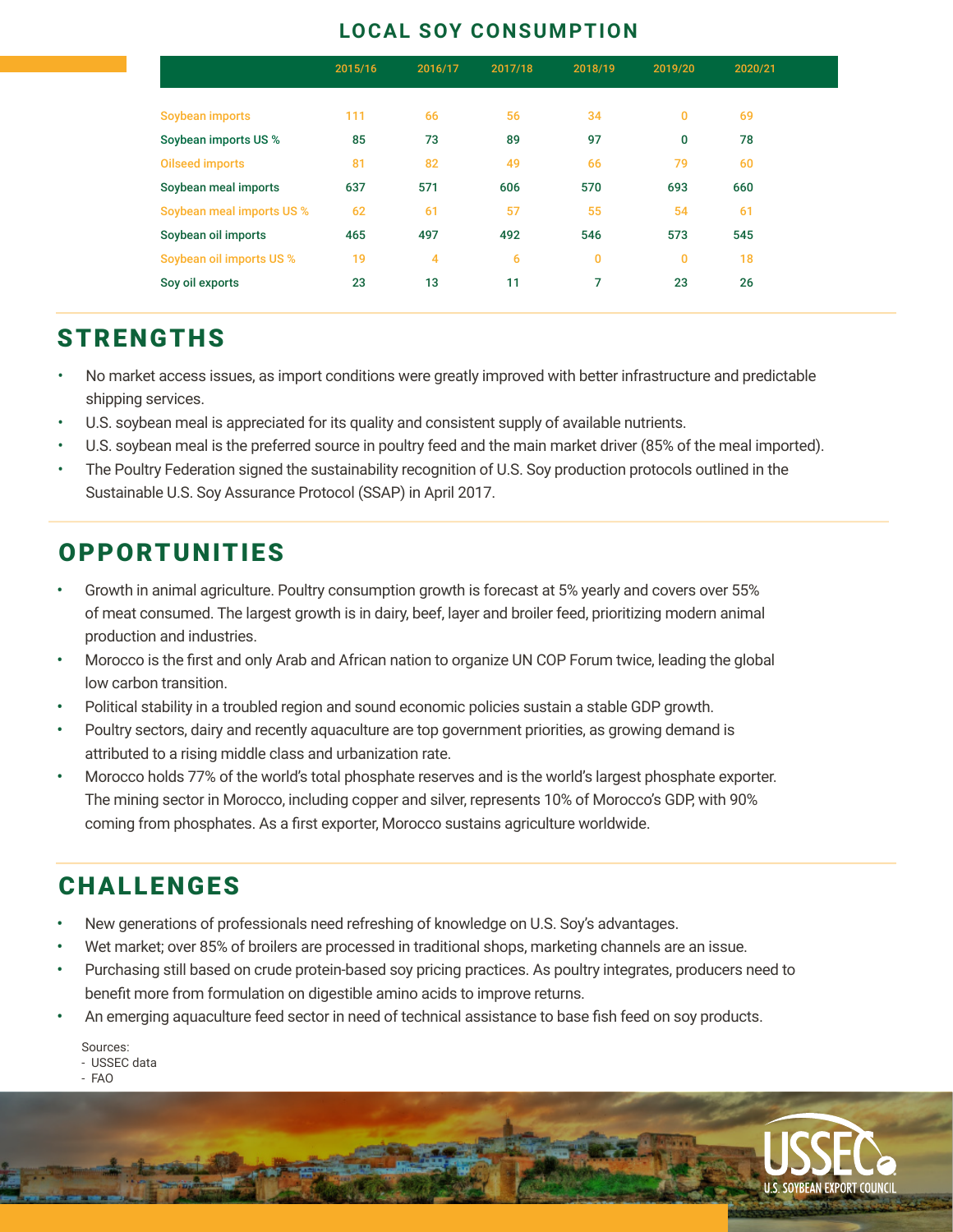## LOCAL SOY CONSUMPTION

| | 2015/16 | 2016/17 | 2017/18 | 2018/19 | 2019/20 | 2020/21 |
|---|---|---|---|---|---|---|
| Soybean imports | 111 | 66 | 56 | 34 | 0 | 69 |
| Soybean imports US % | 85 | 73 | 89 | 97 | 0 | 78 |
| Oilseed imports | 81 | 82 | 49 | 66 | 79 | 60 |
| Soybean meal imports | 637 | 571 | 606 | 570 | 693 | 660 |
| Soybean meal imports US % | 62 | 61 | 57 | 55 | 54 | 61 |
| Soybean oil imports | 465 | 497 | 492 | 546 | 573 | 545 |
| Soybean oil imports US % | 19 | 4 | 6 | 0 | 0 | 18 |
| Soy oil exports | 23 | 13 | 11 | 7 | 23 | 26 |

## STRENGTHS

- No market access issues, as import conditions were greatly improved with better infrastructure and predictable shipping services.
- U.S. soybean meal is appreciated for its quality and consistent supply of available nutrients.
- U.S. soybean meal is the preferred source in poultry feed and the main market driver (85% of the meal imported).
- The Poultry Federation signed the sustainability recognition of U.S. Soy production protocols outlined in the Sustainable U.S. Soy Assurance Protocol (SSAP) in April 2017.

## OPPORTUNITIES

- Growth in animal agriculture. Poultry consumption growth is forecast at 5% yearly and covers over 55% of meat consumed. The largest growth is in dairy, beef, layer and broiler feed, prioritizing modern animal production and industries.
- Morocco is the first and only Arab and African nation to organize UN COP Forum twice, leading the global low carbon transition.
- Political stability in a troubled region and sound economic policies sustain a stable GDP growth.
- Poultry sectors, dairy and recently aquaculture are top government priorities, as growing demand is attributed to a rising middle class and urbanization rate.
- Morocco holds 77% of the world's total phosphate reserves and is the world's largest phosphate exporter. The mining sector in Morocco, including copper and silver, represents 10% of Morocco's GDP, with 90% coming from phosphates. As a first exporter, Morocco sustains agriculture worldwide.

## CHALLENGES

- New generations of professionals need refreshing of knowledge on U.S. Soy's advantages.
- Wet market; over 85% of broilers are processed in traditional shops, marketing channels are an issue.
- Purchasing still based on crude protein-based soy pricing practices. As poultry integrates, producers need to benefit more from formulation on digestible amino acids to improve returns.
- An emerging aquaculture feed sector in need of technical assistance to base fish feed on soy products.

Sources:
- USSEC data
- FAO

USSEC
U.S. SOYBEAN EXPORT COUNCIL